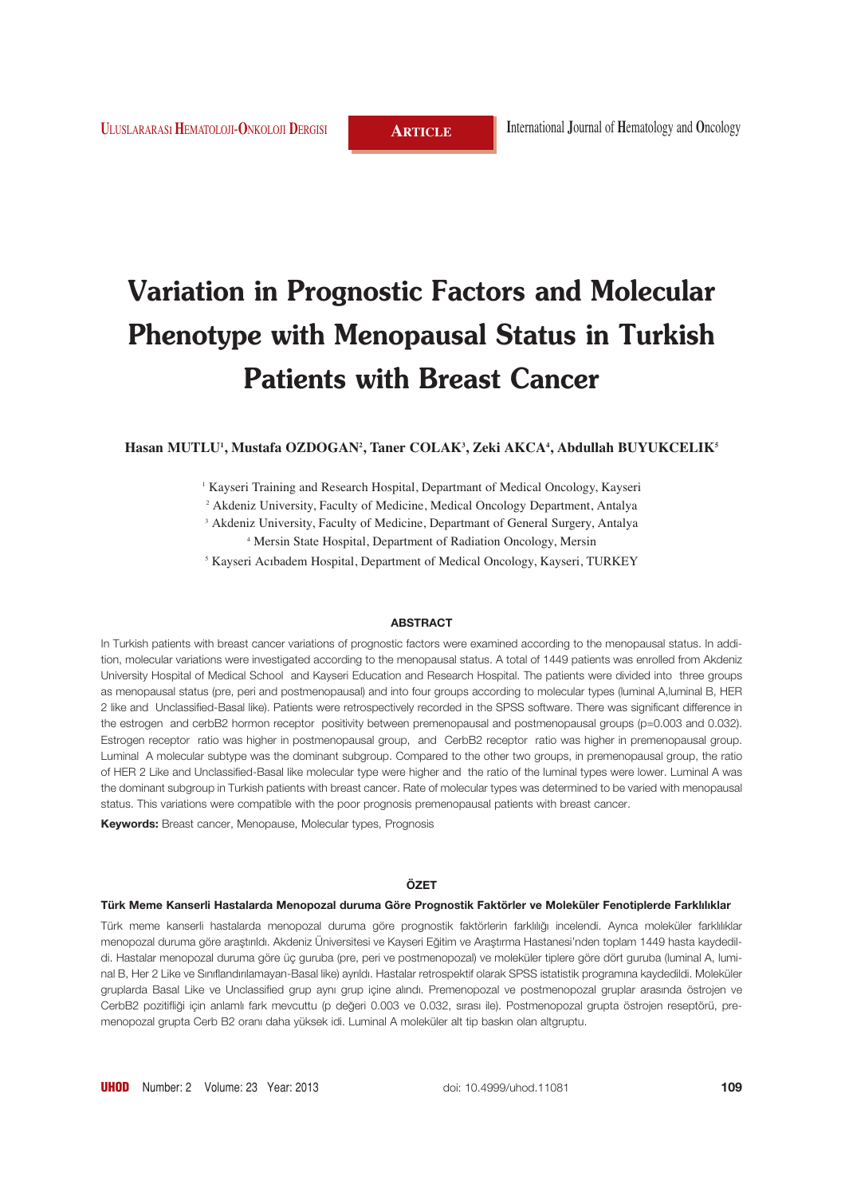# Variation in Prognostic Factors and Molecular Phenotype with Menopausal Status in Turkish Patients with Breast Cancer

**Hasan MUTLU[1], Mustafa OZDOGAN[2], Taner COLAK[3], Zeki AKCA[4], Abdullah BUYUKCELIK[5]**

[1] Kayseri Training and Research Hospital, Departmant of Medical Oncology, Kayseri

[2] Akdeniz University, Faculty of Medicine, Medical Oncology Department, Antalya

[3] Akdeniz University, Faculty of Medicine, Departmant of General Surgery, Antalya

[4] Mersin State Hospital, Department of Radiation Oncology, Mersin

[5] Kayseri Acıbadem Hospital, Department of Medical Oncology, Kayseri, TURKEY

## ABSTRACT

In Turkish patients with breast cancer variations of prognostic factors were examined according to the menopausal status. In addition, molecular variations were investigated according to the menopausal status. A total of 1449 patients was enrolled from Akdeniz University Hospital of Medical School and Kayseri Education and Research Hospital. The patients were divided into three groups as menopausal status (pre, peri and postmenopausal) and into four groups according to molecular types (luminal A,luminal B, HER 2 like and Unclassified-Basal like). Patients were retrospectively recorded in the SPSS software. There was significant difference in the estrogen and cerbB2 hormon receptor positivity between premenopausal and postmenopausal groups (p=0.003 and 0.032). Estrogen receptor ratio was higher in postmenopausal group, and CerbB2 receptor ratio was higher in premenopausal group. Luminal A molecular subtype was the dominant subgroup. Compared to the other two groups, in premenopausal group, the ratio of HER 2 Like and Unclassified-Basal like molecular type were higher and the ratio of the luminal types were lower. Luminal A was the dominant subgroup in Turkish patients with breast cancer. Rate of molecular types was determined to be varied with menopausal status. This variations were compatible with the poor prognosis premenopausal patients with breast cancer.

**Keywords:** Breast cancer, Menopause, Molecular types, Prognosis

## ÖZET

**Türk Meme Kanserli Hastalarda Menopozal duruma Göre Prognostik Faktörler ve Moleküler Fenotiplerde Farklılıklar**

Türk meme kanserli hastalarda menopozal duruma göre prognostik faktörlerin farklılığı incelendi. Ayrıca moleküler farklılıklar menopozal duruma göre araştırıldı. Akdeniz Üniversitesi ve Kayseri Eğitim ve Araştırma Hastanesi'nden toplam 1449 hasta kaydedildi. Hastalar menopozal duruma göre üç guruba (pre, peri ve postmenopozal) ve moleküler tiplere göre dört guruba (luminal A, luminal B, Her 2 Like ve Sınıflandırılamayan-Basal like) ayrıldı. Hastalar retrospektif olarak SPSS istatistik programına kaydedildi. Moleküler gruplarda Basal Like ve Unclassified grup aynı grup içine alındı. Premenopozal ve postmenopozal gruplar arasında östrojen ve CerbB2 pozitifliği için anlamlı fark mevcuttu (p değeri 0.003 ve 0.032, sırası ile). Postmenopozal grupta östrojen reseptörü, premenopozal grupta Cerb B2 oranı daha yüksek idi. Luminal A moleküler alt tip baskın olan altgruptu.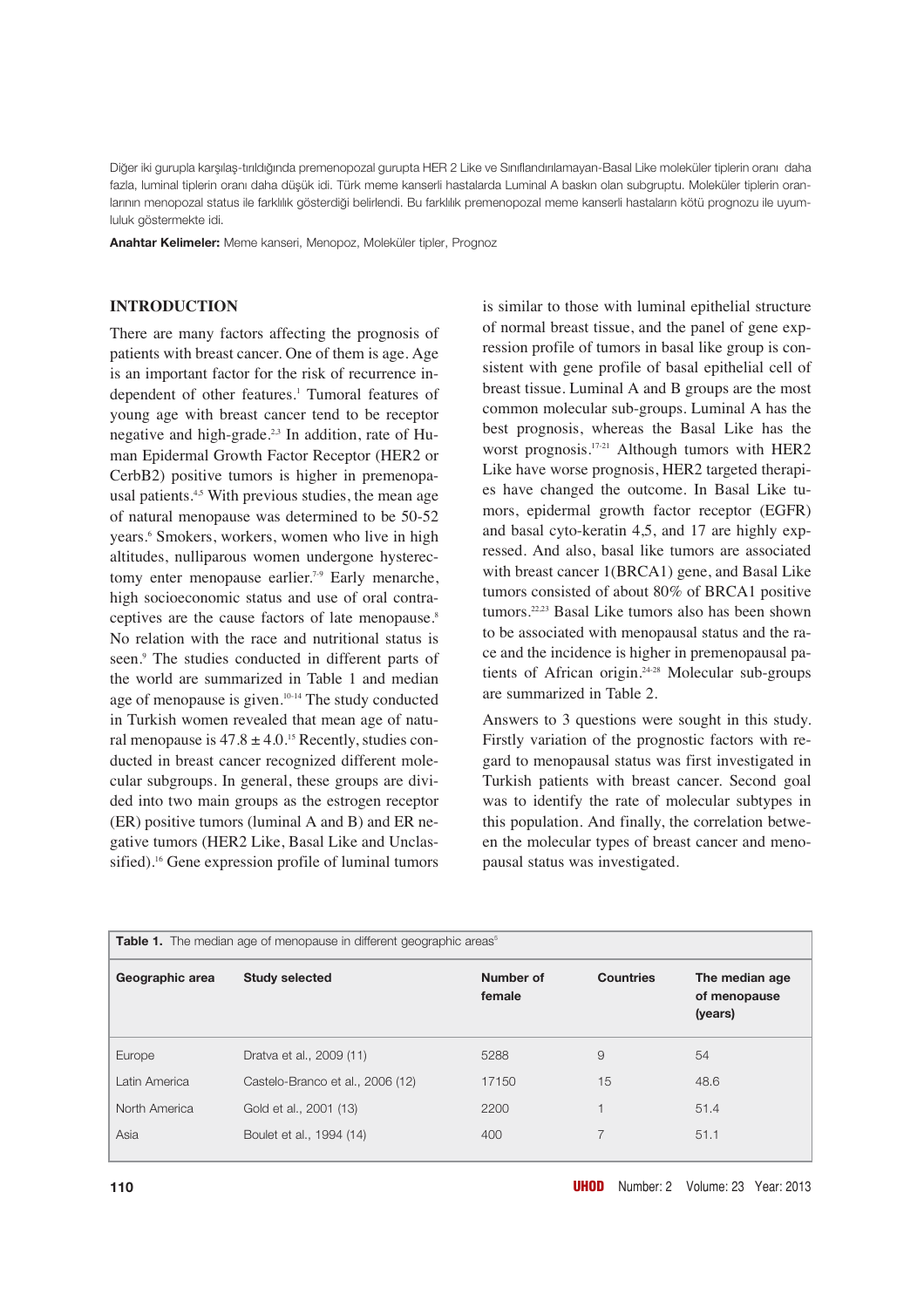Diğer iki gurupla karşılaş-tırıldığında premenopozal gurupta HER 2 Like ve Sınıflandırılamayan-Basal Like moleküler tiplerin oranı daha fazla, luminal tiplerin oranı daha düşük idi. Türk meme kanserli hastalarda Luminal A baskın olan subgruptu. Moleküler tiplerin oranlarının menopozal status ile farklılık gösterdiği belirlendi. Bu farklılık premenopozal meme kanserli hastaların kötü prognozu ile uyumluluk göstermekte idi.

**Anahtar Kelimeler:** Meme kanseri, Menopoz, Moleküler tipler, Prognoz

## INTRODUCTION

There are many factors affecting the prognosis of patients with breast cancer. One of them is age. Age is an important factor for the risk of recurrence independent of other features.[1] Tumoral features of young age with breast cancer tend to be receptor negative and high-grade.[2,3] In addition, rate of Human Epidermal Growth Factor Receptor (HER2 or CerbB2) positive tumors is higher in premenopausal patients.[4,5] With previous studies, the mean age of natural menopause was determined to be 50-52 years.[6] Smokers, workers, women who live in high altitudes, nulliparous women undergone hysterectomy enter menopause earlier.[7-9] Early menarche, high socioeconomic status and use of oral contraceptives are the cause factors of late menopause.[8] No relation with the race and nutritional status is seen.[9] The studies conducted in different parts of the world are summarized in Table 1 and median age of menopause is given.[10-14] The study conducted in Turkish women revealed that mean age of natural menopause is $47.8 \pm 4.0$.[15] Recently, studies conducted in breast cancer recognized different molecular subgroups. In general, these groups are divided into two main groups as the estrogen receptor (ER) positive tumors (luminal A and B) and ER negative tumors (HER2 Like, Basal Like and Unclassified).[16] Gene expression profile of luminal tumors is similar to those with luminal epithelial structure of normal breast tissue, and the panel of gene expression profile of tumors in basal like group is consistent with gene profile of basal epithelial cell of breast tissue. Luminal A and B groups are the most common molecular sub-groups. Luminal A has the best prognosis, whereas the Basal Like has the worst prognosis.[17-21] Although tumors with HER2 Like have worse prognosis, HER2 targeted therapies have changed the outcome. In Basal Like tumors, epidermal growth factor receptor (EGFR) and basal cyto-keratin 4,5, and 17 are highly expressed. And also, basal like tumors are associated with breast cancer 1(BRCA1) gene, and Basal Like tumors consisted of about 80% of BRCA1 positive tumors.[22,23] Basal Like tumors also has been shown to be associated with menopausal status and the race and the incidence is higher in premenopausal patients of African origin.[24-28] Molecular sub-groups are summarized in Table 2.

Answers to 3 questions were sought in this study. Firstly variation of the prognostic factors with regard to menopausal status was first investigated in Turkish patients with breast cancer. Second goal was to identify the rate of molecular subtypes in this population. And finally, the correlation between the molecular types of breast cancer and menopausal status was investigated.

**Table 1.** The median age of menopause in different geographic areas[5]

| Geographic area | Study selected | Number of female | Countries | The median age of menopause (years) |
|---|---|---|---|---|
| Europe | Dratva et al., 2009 (11) | 5288 | 9 | 54 |
| Latin America | Castelo-Branco et al., 2006 (12) | 17150 | 15 | 48.6 |
| North America | Gold et al., 2001 (13) | 2200 | 1 | 51.4 |
| Asia | Boulet et al., 1994 (14) | 400 | 7 | 51.1 |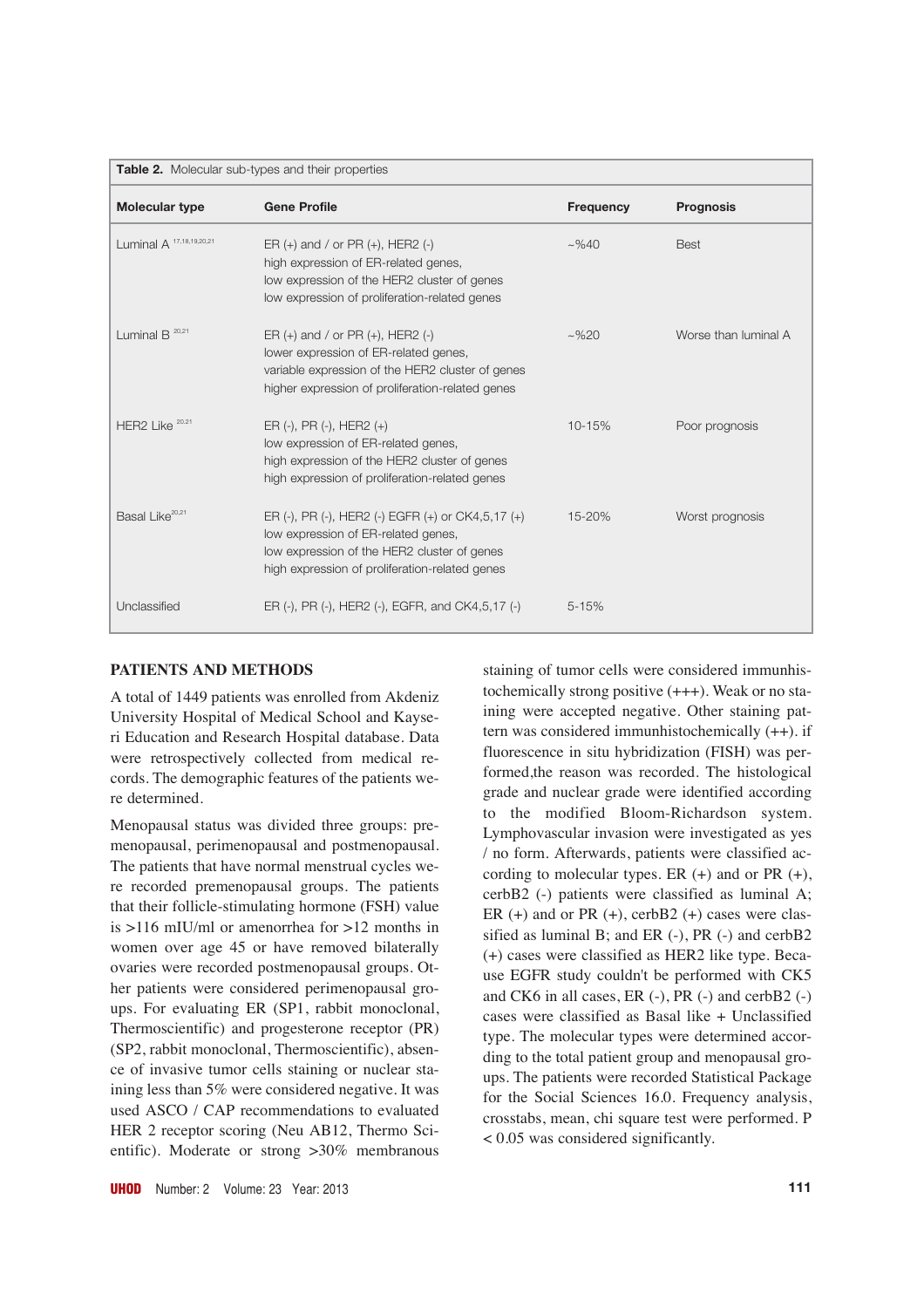**Table 2.** Molecular sub-types and their properties

| Molecular type | Gene Profile | Frequency | Prognosis |
|---|---|---|---|
| Luminal A [17,18,19,20,21] | ER (+) and / or PR (+), HER2 (-)<br>high expression of ER-related genes,<br>low expression of the HER2 cluster of genes<br>low expression of proliferation-related genes | ~%40 | Best |
| Luminal B [20,21] | ER (+) and / or PR (+), HER2 (-)<br>lower expression of ER-related genes,<br>variable expression of the HER2 cluster of genes<br>higher expression of proliferation-related genes | ~%20 | Worse than luminal A |
| HER2 Like [20,21] | ER (-), PR (-), HER2 (+)<br>low expression of ER-related genes,<br>high expression of the HER2 cluster of genes<br>high expression of proliferation-related genes | 10-15% | Poor prognosis |
| Basal Like[20,21] | ER (-), PR (-), HER2 (-) EGFR (+) or CK4,5,17 (+)<br>low expression of ER-related genes,<br>low expression of the HER2 cluster of genes<br>high expression of proliferation-related genes | 15-20% | Worst prognosis |
| Unclassified | ER (-), PR (-), HER2 (-), EGFR, and CK4,5,17 (-) | 5-15% | |

## PATIENTS AND METHODS

A total of 1449 patients was enrolled from Akdeniz University Hospital of Medical School and Kayseri Education and Research Hospital database. Data were retrospectively collected from medical records. The demographic features of the patients were determined.

Menopausal status was divided three groups: premenopausal, perimenopausal and postmenopausal. The patients that have normal menstrual cycles were recorded premenopausal groups. The patients that their follicle-stimulating hormone (FSH) value is >116 mIU/ml or amenorrhea for >12 months in women over age 45 or have removed bilaterally ovaries were recorded postmenopausal groups. Other patients were considered perimenopausal groups. For evaluating ER (SP1, rabbit monoclonal, Thermoscientific) and progesterone receptor (PR) (SP2, rabbit monoclonal, Thermoscientific), absence of invasive tumor cells staining or nuclear staining less than 5% were considered negative. It was used ASCO / CAP recommendations to evaluated HER 2 receptor scoring (Neu AB12, Thermo Scientific). Moderate or strong >30% membranous staining of tumor cells were considered immunhistochemically strong positive (+++). Weak or no staining were accepted negative. Other staining pattern was considered immunhistochemically (++). if fluorescence in situ hybridization (FISH) was performed,the reason was recorded. The histological grade and nuclear grade were identified according to the modified Bloom-Richardson system. Lymphovascular invasion were investigated as yes / no form. Afterwards, patients were classified according to molecular types. ER (+) and or PR (+), cerbB2 (-) patients were classified as luminal A; ER (+) and or PR (+), cerbB2 (+) cases were classified as luminal B; and ER (-), PR (-) and cerbB2 (+) cases were classified as HER2 like type. Because EGFR study couldn't be performed with CK5 and CK6 in all cases, ER (-), PR (-) and cerbB2 (-) cases were classified as Basal like + Unclassified type. The molecular types were determined according to the total patient group and menopausal groups. The patients were recorded Statistical Package for the Social Sciences 16.0. Frequency analysis, crosstabs, mean, chi square test were performed. P < 0.05 was considered significantly.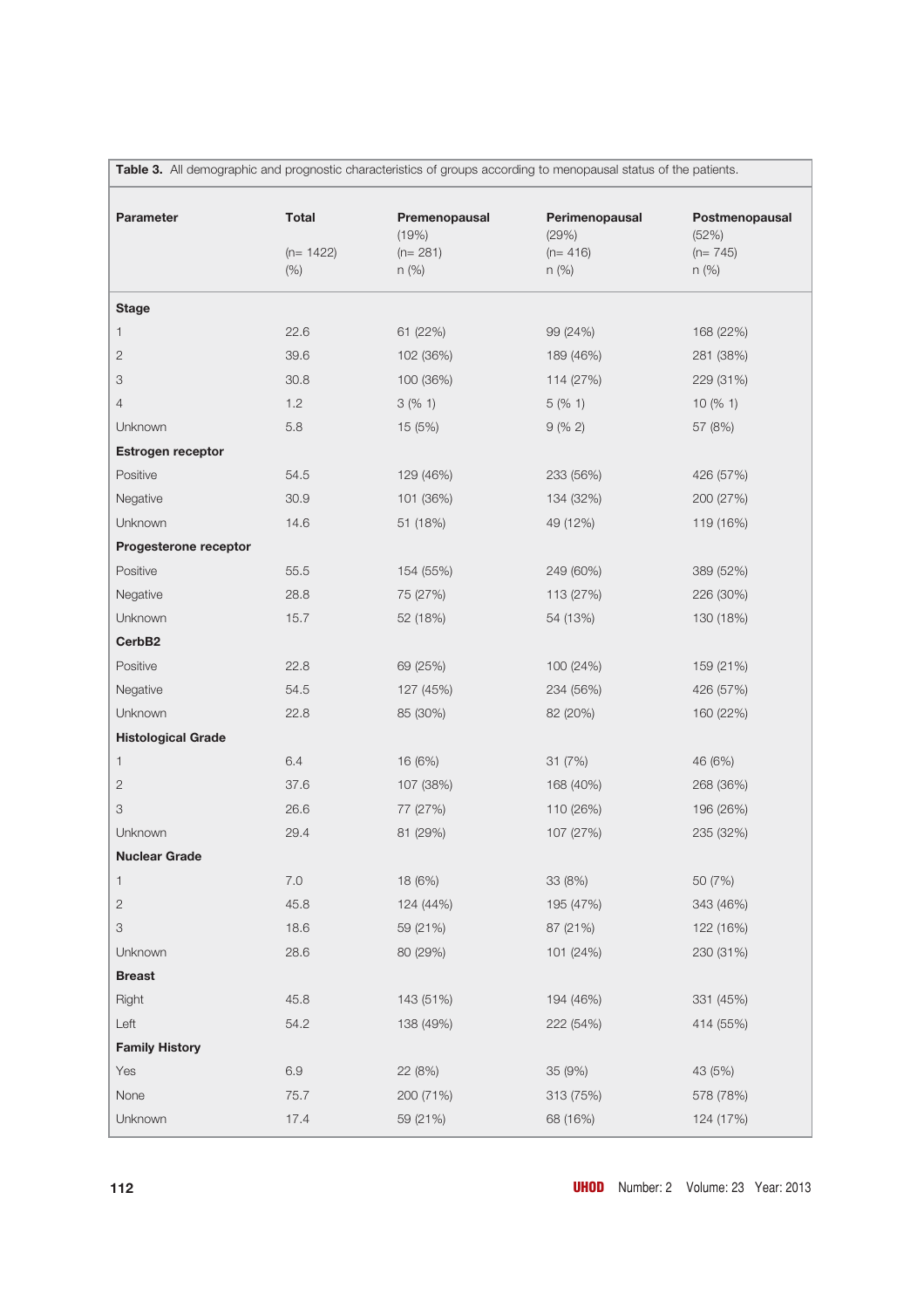Table 3. All demographic and prognostic characteristics of groups according to menopausal status of the patients.

| Parameter | Total (n= 1422) (%) | Premenopausal (19%) (n= 281) n (%) | Perimenopausal (29%) (n= 416) n (%) | Postmenopausal (52%) (n= 745) n (%) |
|---|---|---|---|---|
| **Stage** | | | | |
| 1 | 22.6 | 61 (22%) | 99 (24%) | 168 (22%) |
| 2 | 39.6 | 102 (36%) | 189 (46%) | 281 (38%) |
| 3 | 30.8 | 100 (36%) | 114 (27%) | 229 (31%) |
| 4 | 1.2 | 3 (% 1) | 5 (% 1) | 10 (% 1) |
| Unknown | 5.8 | 15 (5%) | 9 (% 2) | 57 (8%) |
| **Estrogen receptor** | | | | |
| Positive | 54.5 | 129 (46%) | 233 (56%) | 426 (57%) |
| Negative | 30.9 | 101 (36%) | 134 (32%) | 200 (27%) |
| Unknown | 14.6 | 51 (18%) | 49 (12%) | 119 (16%) |
| **Progesterone receptor** | | | | |
| Positive | 55.5 | 154 (55%) | 249 (60%) | 389 (52%) |
| Negative | 28.8 | 75 (27%) | 113 (27%) | 226 (30%) |
| Unknown | 15.7 | 52 (18%) | 54 (13%) | 130 (18%) |
| **CerbB2** | | | | |
| Positive | 22.8 | 69 (25%) | 100 (24%) | 159 (21%) |
| Negative | 54.5 | 127 (45%) | 234 (56%) | 426 (57%) |
| Unknown | 22.8 | 85 (30%) | 82 (20%) | 160 (22%) |
| **Histological Grade** | | | | |
| 1 | 6.4 | 16 (6%) | 31 (7%) | 46 (6%) |
| 2 | 37.6 | 107 (38%) | 168 (40%) | 268 (36%) |
| 3 | 26.6 | 77 (27%) | 110 (26%) | 196 (26%) |
| Unknown | 29.4 | 81 (29%) | 107 (27%) | 235 (32%) |
| **Nuclear Grade** | | | | |
| 1 | 7.0 | 18 (6%) | 33 (8%) | 50 (7%) |
| 2 | 45.8 | 124 (44%) | 195 (47%) | 343 (46%) |
| 3 | 18.6 | 59 (21%) | 87 (21%) | 122 (16%) |
| Unknown | 28.6 | 80 (29%) | 101 (24%) | 230 (31%) |
| **Breast** | | | | |
| Right | 45.8 | 143 (51%) | 194 (46%) | 331 (45%) |
| Left | 54.2 | 138 (49%) | 222 (54%) | 414 (55%) |
| **Family History** | | | | |
| Yes | 6.9 | 22 (8%) | 35 (9%) | 43 (5%) |
| None | 75.7 | 200 (71%) | 313 (75%) | 578 (78%) |
| Unknown | 17.4 | 59 (21%) | 68 (16%) | 124 (17%) |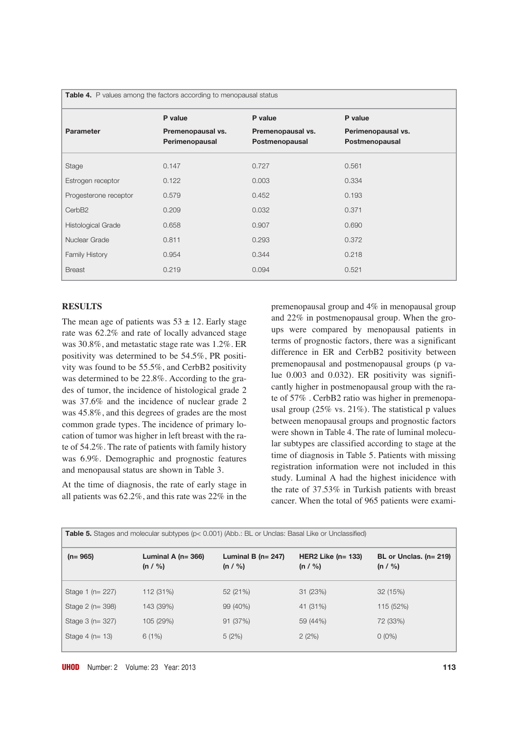**Table 4.** P values among the factors according to menopausal status

| Parameter | P value Premenopausal vs. Perimenopausal | P value Premenopausal vs. Postmenopausal | P value Perimenopausal vs. Postmenopausal |
|---|---|---|---|
| Stage | 0.147 | 0.727 | 0.561 |
| Estrogen receptor | 0.122 | 0.003 | 0.334 |
| Progesterone receptor | 0.579 | 0.452 | 0.193 |
| CerbB2 | 0.209 | 0.032 | 0.371 |
| Histological Grade | 0.658 | 0.907 | 0.690 |
| Nuclear Grade | 0.811 | 0.293 | 0.372 |
| Family History | 0.954 | 0.344 | 0.218 |
| Breast | 0.219 | 0.094 | 0.521 |

## RESULTS

The mean age of patients was 53 ± 12. Early stage rate was 62.2% and rate of locally advanced stage was 30.8%, and metastatic stage rate was 1.2%. ER positivity was determined to be 54.5%, PR positivity was found to be 55.5%, and CerbB2 positivity was determined to be 22.8%. According to the grades of tumor, the incidence of histological grade 2 was 37.6% and the incidence of nuclear grade 2 was 45.8%, and this degrees of grades are the most common grade types. The incidence of primary location of tumor was higher in left breast with the rate of 54.2%. The rate of patients with family history was 6.9%. Demographic and prognostic features and menopausal status are shown in Table 3.

At the time of diagnosis, the rate of early stage in all patients was 62.2%, and this rate was 22% in the premenopausal group and 4% in menopausal group and 22% in postmenopausal group. When the groups were compared by menopausal patients in terms of prognostic factors, there was a significant difference in ER and CerbB2 positivity between premenopausal and postmenopausal groups (p value 0.003 and 0.032). ER positivity was significantly higher in postmenopausal group with the rate of 57% . CerbB2 ratio was higher in premenopausal group (25% vs. 21%). The statistical p values between menopausal groups and prognostic factors were shown in Table 4. The rate of luminal molecular subtypes are classified according to stage at the time of diagnosis in Table 5. Patients with missing registration information were not included in this study. Luminal A had the highest inicidence with the rate of 37.53% in Turkish patients with breast cancer. When the total of 965 patients were exami-

**Table 5.** Stages and molecular subtypes (p< 0.001) (Abb.: BL or Unclas: Basal Like or Unclassified)

| (n= 965) | Luminal A (n= 366) (n / %) | Luminal B (n= 247) (n / %) | HER2 Like (n= 133) (n / %) | BL or Unclas. (n= 219) (n / %) |
|---|---|---|---|---|
| Stage 1 (n= 227) | 112 (31%) | 52 (21%) | 31 (23%) | 32 (15%) |
| Stage 2 (n= 398) | 143 (39%) | 99 (40%) | 41 (31%) | 115 (52%) |
| Stage 3 (n= 327) | 105 (29%) | 91 (37%) | 59 (44%) | 72 (33%) |
| Stage 4 (n= 13) | 6 (1%) | 5 (2%) | 2 (2%) | 0 (0%) |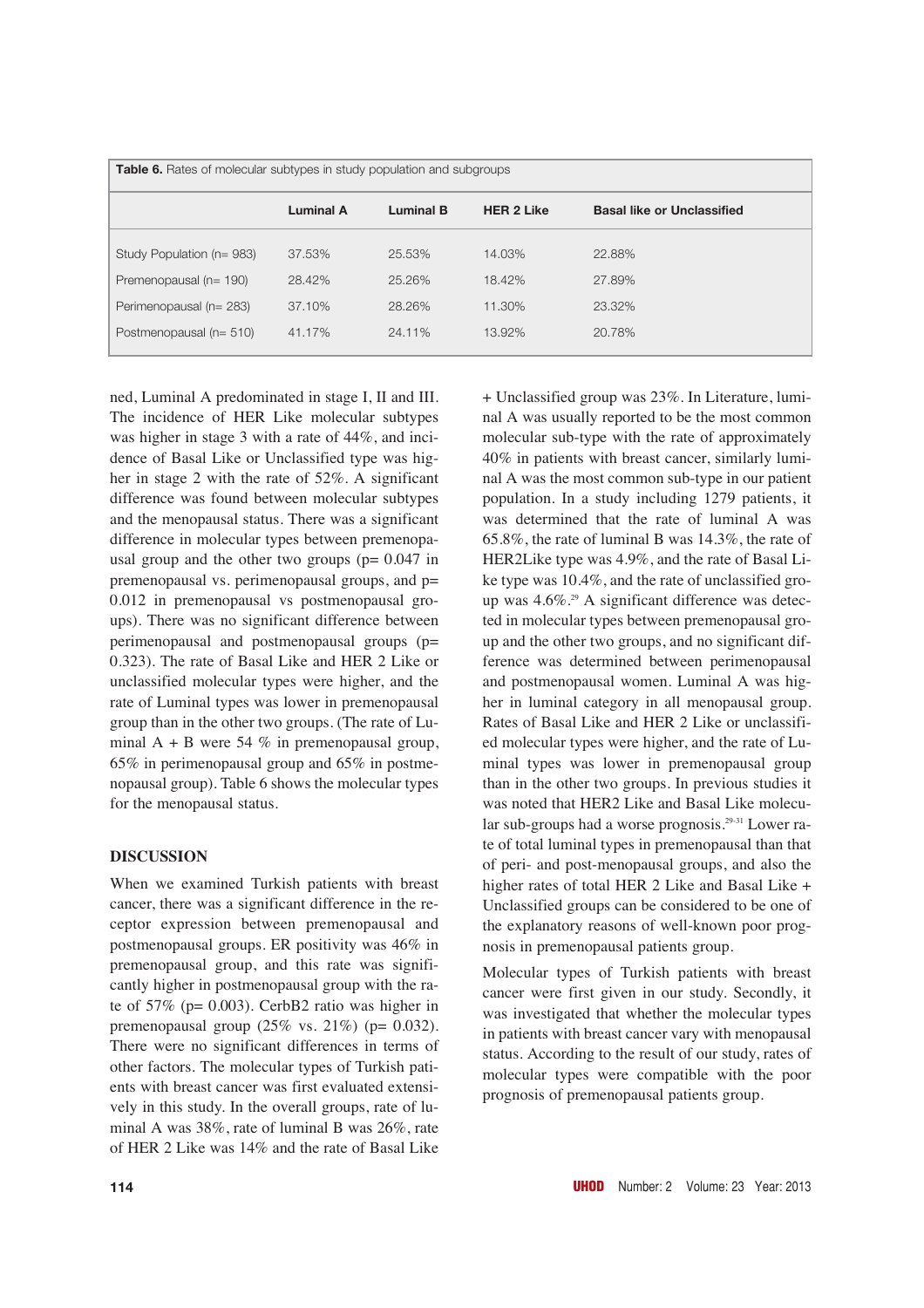**Table 6.** Rates of molecular subtypes in study population and subgroups

| | Luminal A | Luminal B | HER 2 Like | Basal like or Unclassified |
|---|---|---|---|---|
| Study Population (n= 983) | 37.53% | 25.53% | 14.03% | 22.88% |
| Premenopausal (n= 190) | 28.42% | 25.26% | 18.42% | 27.89% |
| Perimenopausal (n= 283) | 37.10% | 28.26% | 11.30% | 23.32% |
| Postmenopausal (n= 510) | 41.17% | 24.11% | 13.92% | 20.78% |

ned, Luminal A predominated in stage I, II and III. The incidence of HER Like molecular subtypes was higher in stage 3 with a rate of 44%, and incidence of Basal Like or Unclassified type was higher in stage 2 with the rate of 52%. A significant difference was found between molecular subtypes and the menopausal status. There was a significant difference in molecular types between premenopausal group and the other two groups (p= 0.047 in premenopausal vs. perimenopausal groups, and p= 0.012 in premenopausal vs postmenopausal groups). There was no significant difference between perimenopausal and postmenopausal groups (p= 0.323). The rate of Basal Like and HER 2 Like or unclassified molecular types were higher, and the rate of Luminal types was lower in premenopausal group than in the other two groups. (The rate of Luminal A + B were 54 % in premenopausal group, 65% in perimenopausal group and 65% in postmenopausal group). Table 6 shows the molecular types for the menopausal status.

## DISCUSSION

When we examined Turkish patients with breast cancer, there was a significant difference in the receptor expression between premenopausal and postmenopausal groups. ER positivity was 46% in premenopausal group, and this rate was significantly higher in postmenopausal group with the rate of 57% (p= 0.003). CerbB2 ratio was higher in premenopausal group (25% vs. 21%) (p= 0.032). There were no significant differences in terms of other factors. The molecular types of Turkish patients with breast cancer was first evaluated extensively in this study. In the overall groups, rate of luminal A was 38%, rate of luminal B was 26%, rate of HER 2 Like was 14% and the rate of Basal Like + Unclassified group was 23%. In Literature, luminal A was usually reported to be the most common molecular sub-type with the rate of approximately 40% in patients with breast cancer, similarly luminal A was the most common sub-type in our patient population. In a study including 1279 patients, it was determined that the rate of luminal A was 65.8%, the rate of luminal B was 14.3%, the rate of HER2Like type was 4.9%, and the rate of Basal Like type was 10.4%, and the rate of unclassified group was 4.6%.[29] A significant difference was detected in molecular types between premenopausal group and the other two groups, and no significant difference was determined between perimenopausal and postmenopausal women. Luminal A was higher in luminal category in all menopausal group. Rates of Basal Like and HER 2 Like or unclassified molecular types were higher, and the rate of Luminal types was lower in premenopausal group than in the other two groups. In previous studies it was noted that HER2 Like and Basal Like molecular sub-groups had a worse prognosis.[29-31] Lower rate of total luminal types in premenopausal than that of peri- and post-menopausal groups, and also the higher rates of total HER 2 Like and Basal Like + Unclassified groups can be considered to be one of the explanatory reasons of well-known poor prognosis in premenopausal patients group.

Molecular types of Turkish patients with breast cancer were first given in our study. Secondly, it was investigated that whether the molecular types in patients with breast cancer vary with menopausal status. According to the result of our study, rates of molecular types were compatible with the poor prognosis of premenopausal patients group.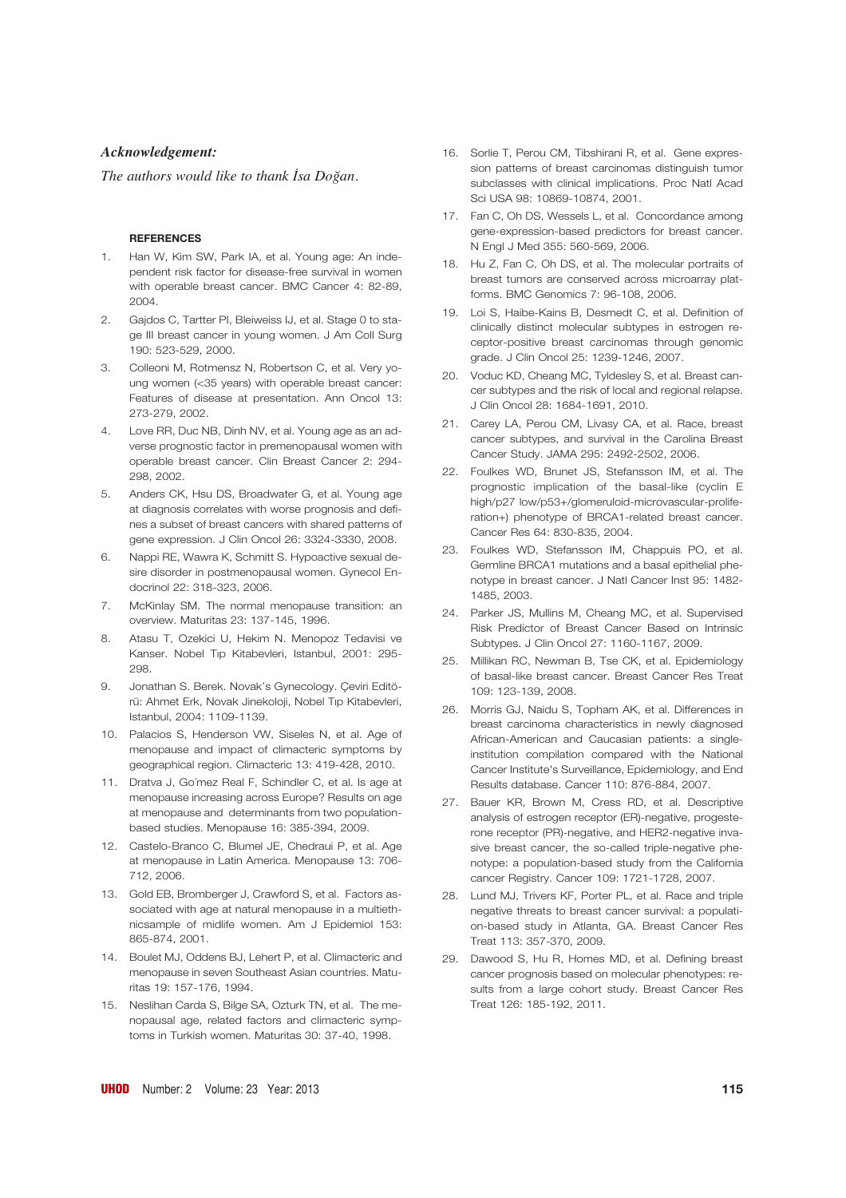***Acknowledgement:***

*The authors would like to thank İsa Doğan.*

**REFERENCES**

1. Han W, Kim SW, Park IA, et al. Young age: An independent risk factor for disease-free survival in women with operable breast cancer. BMC Cancer 4: 82-89, 2004.
2. Gajdos C, Tartter PI, Bleiweiss IJ, et al. Stage 0 to stage III breast cancer in young women. J Am Coll Surg 190: 523-529, 2000.
3. Colleoni M, Rotmensz N, Robertson C, et al. Very young women (<35 years) with operable breast cancer: Features of disease at presentation. Ann Oncol 13: 273-279, 2002.
4. Love RR, Duc NB, Dinh NV, et al. Young age as an adverse prognostic factor in premenopausal women with operable breast cancer. Clin Breast Cancer 2: 294-298, 2002.
5. Anders CK, Hsu DS, Broadwater G, et al. Young age at diagnosis correlates with worse prognosis and defines a subset of breast cancers with shared patterns of gene expression. J Clin Oncol 26: 3324-3330, 2008.
6. Nappi RE, Wawra K, Schmitt S. Hypoactive sexual desire disorder in postmenopausal women. Gynecol Endocrinol 22: 318-323, 2006.
7. McKinlay SM. The normal menopause transition: an overview. Maturitas 23: 137-145, 1996.
8. Atasu T, Ozekici U, Hekim N. Menopoz Tedavisi ve Kanser. Nobel Tıp Kitabevleri, Istanbul, 2001: 295-298.
9. Jonathan S. Berek. Novak's Gynecology. Çeviri Editörü: Ahmet Erk, Novak Jinekoloji, Nobel Tıp Kitabevleri, Istanbul, 2004: 1109-1139.
10. Palacios S, Henderson VW, Siseles N, et al. Age of menopause and impact of climacteric symptoms by geographical region. Climacteric 13: 419-428, 2010.
11. Dratva J, Go´mez Real F, Schindler C, et al. Is age at menopause increasing across Europe? Results on age at menopause and determinants from two population-based studies. Menopause 16: 385-394, 2009.
12. Castelo-Branco C, Blumel JE, Chedraui P, et al. Age at menopause in Latin America. Menopause 13: 706-712, 2006.
13. Gold EB, Bromberger J, Crawford S, et al. Factors associated with age at natural menopause in a multiethnicsample of midlife women. Am J Epidemiol 153: 865-874, 2001.
14. Boulet MJ, Oddens BJ, Lehert P, et al. Climacteric and menopause in seven Southeast Asian countries. Maturitas 19: 157-176, 1994.
15. Neslihan Carda S, Bilge SA, Ozturk TN, et al. The menopausal age, related factors and climacteric symptoms in Turkish women. Maturitas 30: 37-40, 1998.
16. Sorlie T, Perou CM, Tibshirani R, et al. Gene expression patterns of breast carcinomas distinguish tumor subclasses with clinical implications. Proc Natl Acad Sci USA 98: 10869-10874, 2001.
17. Fan C, Oh DS, Wessels L, et al. Concordance among gene-expression-based predictors for breast cancer. N Engl J Med 355: 560-569, 2006.
18. Hu Z, Fan C, Oh DS, et al. The molecular portraits of breast tumors are conserved across microarray platforms. BMC Genomics 7: 96-108, 2006.
19. Loi S, Haibe-Kains B, Desmedt C, et al. Definition of clinically distinct molecular subtypes in estrogen receptor-positive breast carcinomas through genomic grade. J Clin Oncol 25: 1239-1246, 2007.
20. Voduc KD, Cheang MC, Tyldesley S, et al. Breast cancer subtypes and the risk of local and regional relapse. J Clin Oncol 28: 1684-1691, 2010.
21. Carey LA, Perou CM, Livasy CA, et al. Race, breast cancer subtypes, and survival in the Carolina Breast Cancer Study. JAMA 295: 2492-2502, 2006.
22. Foulkes WD, Brunet JS, Stefansson IM, et al. The prognostic implication of the basal-like (cyclin E high/p27 low/p53+/glomeruloid-microvascular-proliferation+) phenotype of BRCA1-related breast cancer. Cancer Res 64: 830-835, 2004.
23. Foulkes WD, Stefansson IM, Chappuis PO, et al. Germline BRCA1 mutations and a basal epithelial phenotype in breast cancer. J Natl Cancer Inst 95: 1482-1485, 2003.
24. Parker JS, Mullins M, Cheang MC, et al. Supervised Risk Predictor of Breast Cancer Based on Intrinsic Subtypes. J Clin Oncol 27: 1160-1167, 2009.
25. Millikan RC, Newman B, Tse CK, et al. Epidemiology of basal-like breast cancer. Breast Cancer Res Treat 109: 123-139, 2008.
26. Morris GJ, Naidu S, Topham AK, et al. Differences in breast carcinoma characteristics in newly diagnosed African-American and Caucasian patients: a single-institution compilation compared with the National Cancer Institute's Surveillance, Epidemiology, and End Results database. Cancer 110: 876-884, 2007.
27. Bauer KR, Brown M, Cress RD, et al. Descriptive analysis of estrogen receptor (ER)-negative, progesterone receptor (PR)-negative, and HER2-negative invasive breast cancer, the so-called triple-negative phenotype: a population-based study from the California cancer Registry. Cancer 109: 1721-1728, 2007.
28. Lund MJ, Trivers KF, Porter PL, et al. Race and triple negative threats to breast cancer survival: a population-based study in Atlanta, GA. Breast Cancer Res Treat 113: 357-370, 2009.
29. Dawood S, Hu R, Homes MD, et al. Defining breast cancer prognosis based on molecular phenotypes: results from a large cohort study. Breast Cancer Res Treat 126: 185-192, 2011.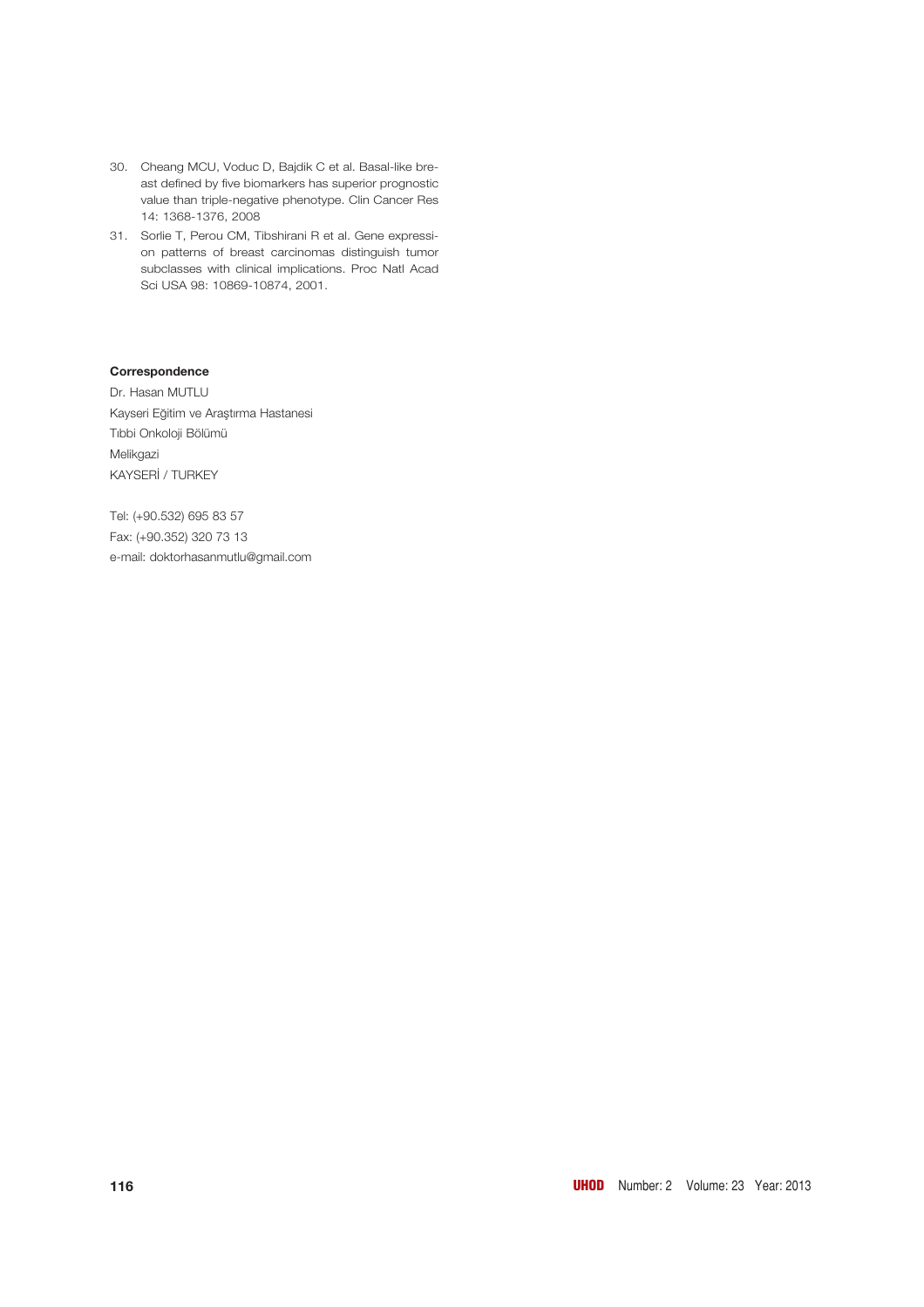30. Cheang MCU, Voduc D, Bajdik C et al. Basal-like breast defined by five biomarkers has superior prognostic value than triple-negative phenotype. Clin Cancer Res 14: 1368-1376, 2008
31. Sorlie T, Perou CM, Tibshirani R et al. Gene expression patterns of breast carcinomas distinguish tumor subclasses with clinical implications. Proc Natl Acad Sci USA 98: 10869-10874, 2001.

**Correspondence**

Dr. Hasan MUTLU
Kayseri Eğitim ve Araştırma Hastanesi
Tıbbi Onkoloji Bölümü
Melikgazi
KAYSERİ / TURKEY

Tel: (+90.532) 695 83 57
Fax: (+90.352) 320 73 13
e-mail: doktorhasanmutlu@gmail.com